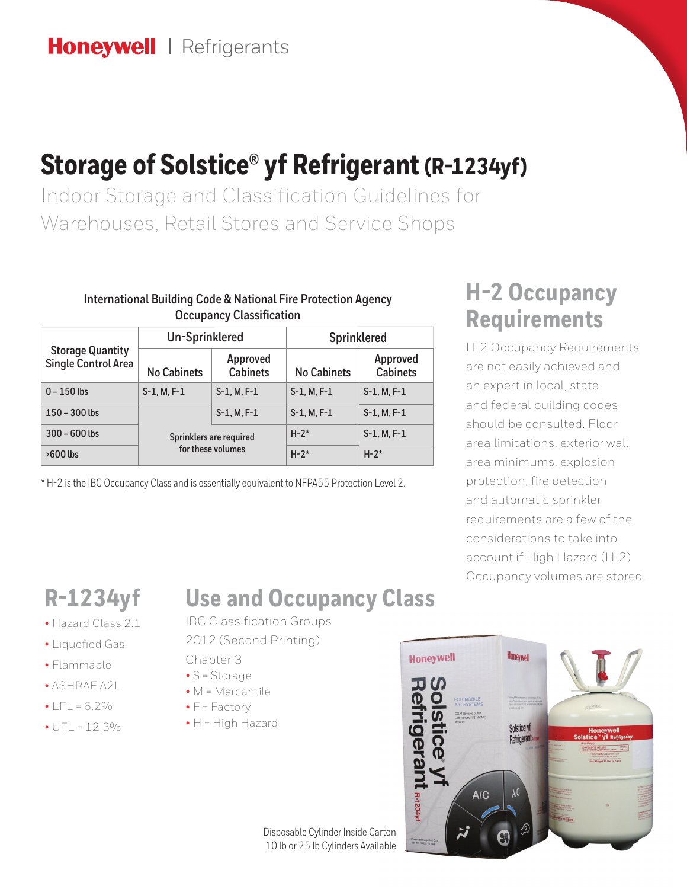Honeywell | Refrigerants

# Storage of Solstice® yf Refrigerant (R-1234yf)

Indoor Storage and Classification Guidelines for Warehouses, Retail Stores and Service Shops

**International Building Code & National Fire Protection Agency Occupancy Classification**

| Storage Quantity Single Control Area | Un-Sprinklered | | Sprinklered | |
|---|---|---|---|---|
| | No Cabinets | Approved Cabinets | No Cabinets | Approved Cabinets |
| 0 – 150 lbs | S-1, M, F-1 | S-1, M, F-1 | S-1, M, F-1 | S-1, M, F-1 |
| 150 – 300 lbs | Sprinklers are required for these volumes | S-1, M, F-1 | S-1, M, F-1 | S-1, M, F-1 |
| 300 – 600 lbs | Sprinklers are required for these volumes | | H-2* | S-1, M, F-1 |
| >600 lbs | Sprinklers are required for these volumes | | H-2* | H-2* |

* H-2 is the IBC Occupancy Class and is essentially equivalent to NFPA55 Protection Level 2.

## H-2 Occupancy Requirements

H-2 Occupancy Requirements are not easily achieved and an expert in local, state and federal building codes should be consulted. Floor area limitations, exterior wall area minimums, explosion protection, fire detection and automatic sprinkler requirements are a few of the considerations to take into account if High Hazard (H-2) Occupancy volumes are stored.

## R-1234yf

- Hazard Class 2.1
- Liquefied Gas
- Flammable
- ASHRAE A2L
- LFL = 6.2%
- UFL = 12.3%

## Use and Occupancy Class

IBC Classification Groups
2012 (Second Printing)
Chapter 3

- S = Storage
- M = Mercantile
- F = Factory
- H = High Hazard

Disposable Cylinder Inside Carton
10 lb or 25 lb Cylinders Available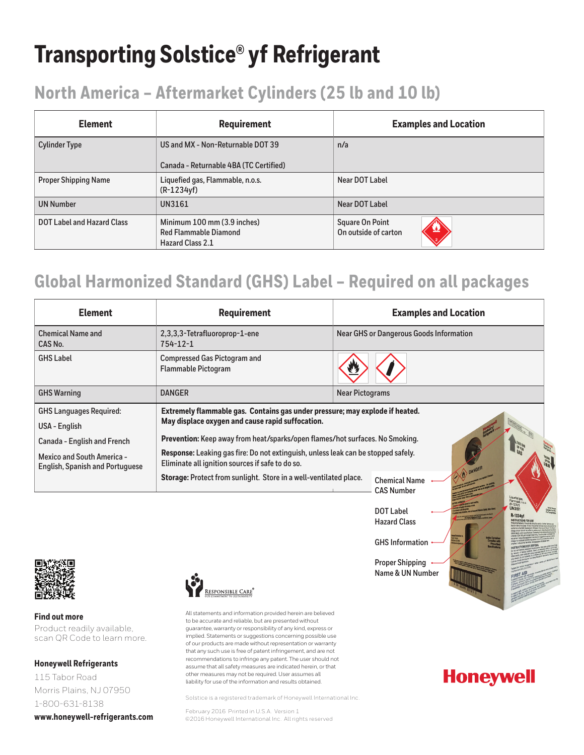# Transporting Solstice® yf Refrigerant

## North America – Aftermarket Cylinders (25 lb and 10 lb)

| Element | Requirement | Examples and Location |
|---|---|---|
| Cylinder Type | US and MX - Non-Returnable DOT 39<br><br>Canada - Returnable 4BA (TC Certified) | n/a |
| Proper Shipping Name | Liquefied gas, Flammable, n.o.s. (R-1234yf) | Near DOT Label |
| UN Number | UN3161 | Near DOT Label |
| DOT Label and Hazard Class | Minimum 100 mm (3.9 inches)<br>Red Flammable Diamond<br>Hazard Class 2.1 | Square On Point<br>On outside of carton |

## Global Harmonized Standard (GHS) Label – Required on all packages

| Element | Requirement | Examples and Location |
|---|---|---|
| Chemical Name and CAS No. | 2,3,3,3-Tetrafluoroprop-1-ene<br>754-12-1 | Near GHS or Dangerous Goods Information |
| GHS Label | Compressed Gas Pictogram and Flammable Pictogram | |
| GHS Warning | DANGER | Near Pictograms |
| GHS Languages Required:<br>USA - English<br>Canada - English and French<br>Mexico and South America - English, Spanish and Portuguese | **Extremely flammable gas. Contains gas under pressure; may explode if heated. May displace oxygen and cause rapid suffocation.**<br>**Prevention:** Keep away from heat/sparks/open flames/hot surfaces. No Smoking.<br>**Response:** Leaking gas fire: Do not extinguish, unless leak can be stopped safely. Eliminate all ignition sources if safe to do so.<br>**Storage:** Protect from sunlight. Store in a well-ventilated place. | |

Chemical Name
CAS Number

DOT Label
Hazard Class

GHS Information

Proper Shipping
Name & UN Number

**Find out more**

Product readily available, scan QR Code to learn more.

**Honeywell Refrigerants**

115 Tabor Road
Morris Plains, NJ 07950
1-800-631-8138
**www.honeywell-refrigerants.com**

All statements and information provided herein are believed to be accurate and reliable, but are presented without guarantee, warranty or responsibility of any kind, express or implied. Statements or suggestions concerning possible use of our products are made without representation or warranty that any such use is free of patent infringement, and are not recommendations to infringe any patent. The user should not assume that all safety measures are indicated herein, or that other measures may not be required. User assumes all liability for use of the information and results obtained.

Solstice is a registered trademark of Honeywell International Inc.

February 2016 Printed in U.S.A. Version 1
©2016 Honeywell International Inc. All rights reserved